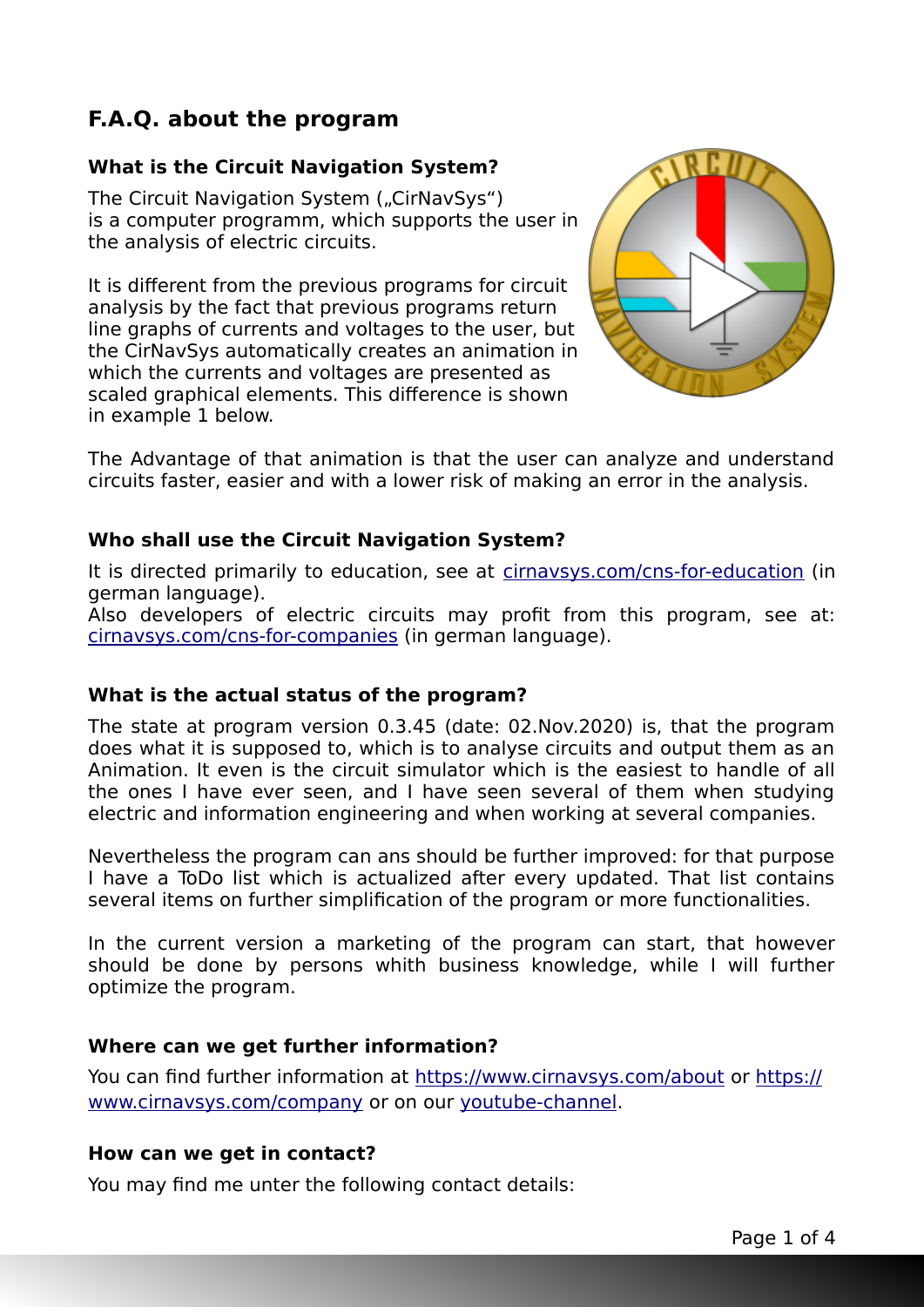## F.A.Q. about the program

### What is the Circuit Navigation System?

The Circuit Navigation System („CirNavSys") is a computer programm, which supports the user in the analysis of electric circuits.

It is different from the previous programs for circuit analysis by the fact that previous programs return line graphs of currents and voltages to the user, but the CirNavSys automatically creates an animation in which the currents and voltages are presented as scaled graphical elements. This difference is shown in example 1 below.

The Advantage of that animation is that the user can analyze and understand circuits faster, easier and with a lower risk of making an error in the analysis.

### Who shall use the Circuit Navigation System?

It is directed primarily to education, see at [cirnavsys.com/cns-for-education](cirnavsys.com/cns-for-education) (in german language).
Also developers of electric circuits may profit from this program, see at: [cirnavsys.com/cns-for-companies](cirnavsys.com/cns-for-companies) (in german language).

### What is the actual status of the program?

The state at program version 0.3.45 (date: 02.Nov.2020) is, that the program does what it is supposed to, which is to analyse circuits and output them as an Animation. It even is the circuit simulator which is the easiest to handle of all the ones I have ever seen, and I have seen several of them when studying electric and information engineering and when working at several companies.

Nevertheless the program can ans should be further improved: for that purpose I have a ToDo list which is actualized after every updated. That list contains several items on further simplification of the program or more functionalities.

In the current version a marketing of the program can start, that however should be done by persons whith business knowledge, while I will further optimize the program.

### Where can we get further information?

You can find further information at [https://www.cirnavsys.com/about](https://www.cirnavsys.com/about) or [https://www.cirnavsys.com/company](https://www.cirnavsys.com/company) or on our youtube-channel.

### How can we get in contact?

You may find me unter the following contact details: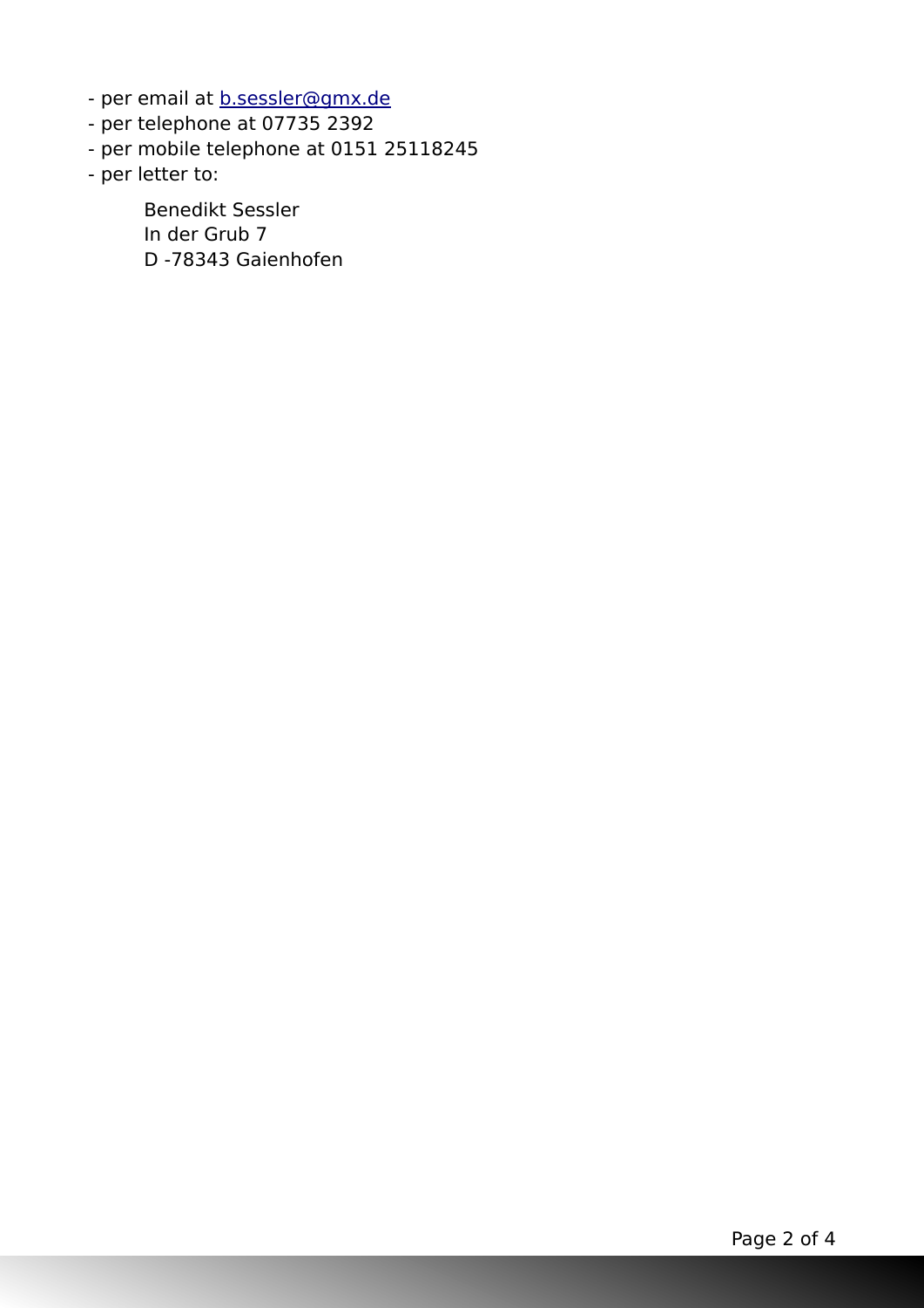- per email at [b.sessler@gmx.de](mailto:b.sessler@gmx.de)
- per telephone at 07735 2392
- per mobile telephone at 0151 25118245
- per letter to:

  Benedikt Sessler
  In der Grub 7
  D -78343 Gaienhofen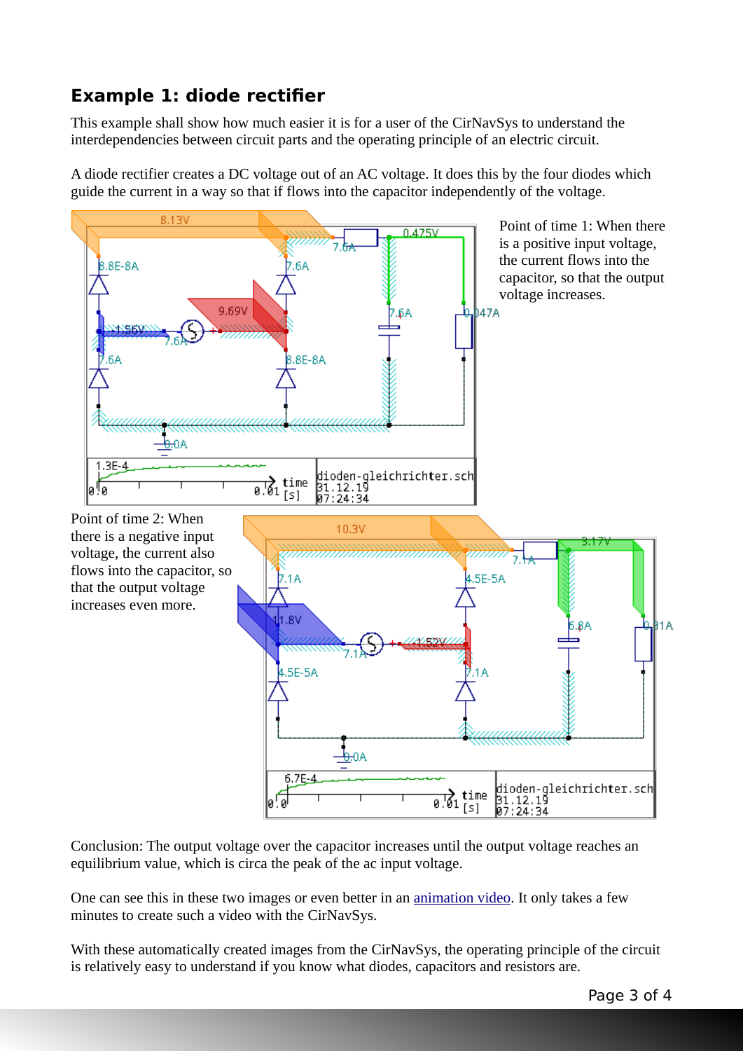## Example 1: diode rectifier

This example shall show how much easier it is for a user of the CirNavSys to understand the interdependencies between circuit parts and the operating principle of an electric circuit.

A diode rectifier creates a DC voltage out of an AC voltage. It does this by the four diodes which guide the current in a way so that if flows into the capacitor independently of the voltage.

Point of time 1: When there is a positive input voltage, the current flows into the capacitor, so that the output voltage increases.

Point of time 2: When there is a negative input voltage, the current also flows into the capacitor, so that the output voltage increases even more.

Conclusion: The output voltage over the capacitor increases until the output voltage reaches an equilibrium value, which is circa the peak of the ac input voltage.

One can see this in these two images or even better in an animation video. It only takes a few minutes to create such a video with the CirNavSys.

With these automatically created images from the CirNavSys, the operating principle of the circuit is relatively easy to understand if you know what diodes, capacitors and resistors are.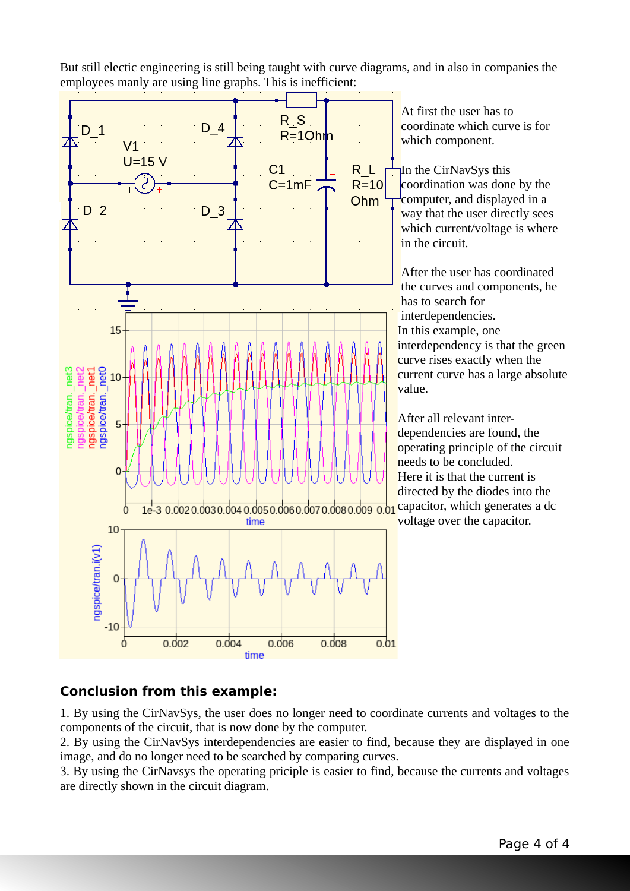But still electic engineering is still being taught with curve diagrams, and in also in companies the employees manly are using line graphs. This is inefficient:

D_1

D_4

V1

U=15 V

R_S

R=1Ohm

C1

C=1mF

R_L

R=10 Ohm

D_2

D_3

ngspice/tran._net3

ngspice/tran._net2

ngspice/tran._net1

ngspice/tran._net0

15

10

5

0

0 1e-3 0.002 0.003 0.004 0.005 0.006 0.007 0.008 0.009 0.01

time

ngspice/tran.i(v1)

10

0

-10

0 0.002 0.004 0.006 0.008 0.01

time

At first the user has to coordinate which curve is for which component.

In the CirNavSys this coordination was done by the computer, and displayed in a way that the user directly sees which current/voltage is where in the circuit.

After the user has coordinated the curves and components, he has to search for interdependencies.
In this example, one interdependency is that the green curve rises exactly when the current curve has a large absolute value.

After all relevant inter-dependencies are found, the operating principle of the circuit needs to be concluded.
Here it is that the current is directed by the diodes into the capacitor, which generates a dc voltage over the capacitor.

### Conclusion from this example:

1. By using the CirNavSys, the user does no longer need to coordinate currents and voltages to the components of the circuit, that is now done by the computer.
2. By using the CirNavSys interdependencies are easier to find, because they are displayed in one image, and do no longer need to be searched by comparing curves.
3. By using the CirNavsys the operating priciple is easier to find, because the currents and voltages are directly shown in the circuit diagram.